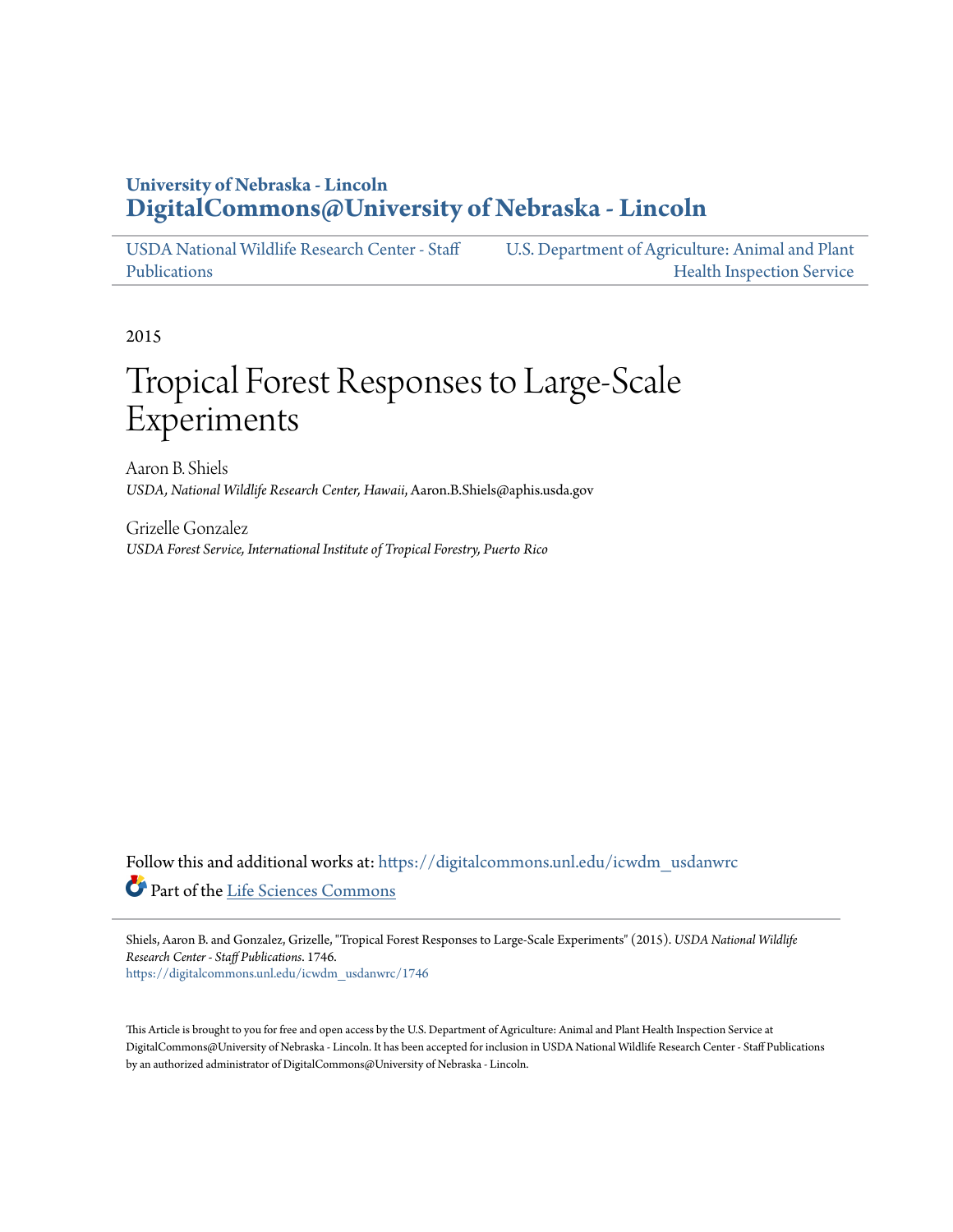# University of Nebraska - Lincoln
# DigitalCommons@University of Nebraska - Lincoln

USDA National Wildlife Research Center - Staff Publications

U.S. Department of Agriculture: Animal and Plant Health Inspection Service

2015

# Tropical Forest Responses to Large-Scale Experiments

Aaron B. Shiels
*USDA, National Wildlife Research Center, Hawaii*, Aaron.B.Shiels@aphis.usda.gov

Grizelle Gonzalez
*USDA Forest Service, International Institute of Tropical Forestry, Puerto Rico*

Follow this and additional works at: https://digitalcommons.unl.edu/icwdm_usdanwrc

Part of the Life Sciences Commons

Shiels, Aaron B. and Gonzalez, Grizelle, "Tropical Forest Responses to Large-Scale Experiments" (2015). *USDA National Wildlife Research Center - Staff Publications*. 1746.
https://digitalcommons.unl.edu/icwdm_usdanwrc/1746

This Article is brought to you for free and open access by the U.S. Department of Agriculture: Animal and Plant Health Inspection Service at DigitalCommons@University of Nebraska - Lincoln. It has been accepted for inclusion in USDA National Wildlife Research Center - Staff Publications by an authorized administrator of DigitalCommons@University of Nebraska - Lincoln.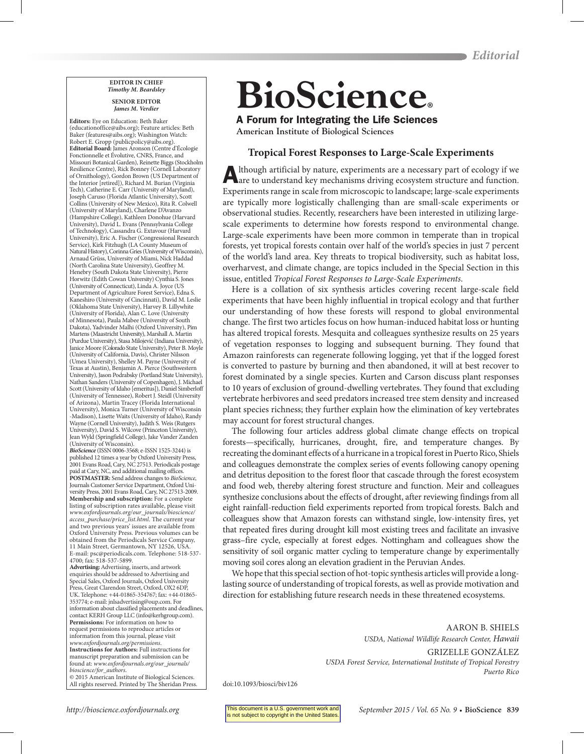Editorial

**EDITOR IN CHIEF**
*Timothy M. Beardsley*

**SENIOR EDITOR**
*James M. Verdier*

**Editors:** Eye on Education: Beth Baker (educationoffice@aibs.org); Feature articles: Beth Baker (features@aibs.org); Washington Watch: Robert E. Gropp (publicpolicy@aibs.org).
**Editorial Board:** James Aronson (Centre d'Écologie Fonctionnelle et Évolutive, CNRS, France, and Missouri Botanical Garden), Reinette Biggs (Stockholm Resilience Centre), Rick Bonney (Cornell Laboratory of Ornithology), Gordon Brown (US Department of the Interior [retired]), Richard M. Burian (Virginia Tech), Catherine E. Carr (University of Maryland), Joseph Caruso (Florida Atlantic University), Scott Collins (University of New Mexico), Rita R. Colwell (University of Maryland), Charlene D'Avanzo (Hampshire College), Kathleen Donohue (Harvard University), David L. Evans (Pennsylvania College of Technology), Cassandra G. Extavour (Harvard University), Eric A. Fischer (Congressional Research Service), Kirk Fitzhugh (LA County Museum of Natural History), Corinna Gries (University of Wisconsin), Arnaud Grüss, University of Miami, Nick Haddad (North Carolina State University), Geoffrey M. Henebry (South Dakota State University), Pierre Horwitz (Edith Cowan University) Cynthia S. Jones (University of Connecticut), Linda A. Joyce (US Department of Agriculture Forest Service), Edna S. Kaneshiro (University of Cincinnati), David M. Leslie (Oklahoma State University), Harvey B. Lillywhite (University of Florida), Alan C. Love (University of Minnesota), Paula Mabee (University of South Dakota), Yadvinder Malhi (Oxford University), Pim Martens (Maastricht University), Marshall A. Martin (Purdue University), Stasa Milojević (Indiana University), Janice Moore (Colorado State University), Peter B. Moyle (University of California, Davis), Christer Nilsson (Umea University), Shelley M. Payne (University of Texas at Austin), Benjamin A. Pierce (Southwestern University), Jason Podrabsky (Portland State University), Nathan Sanders (University of Copenhagen), J. Michael Scott (University of Idaho [emeritus]), Daniel Simberloff (University of Tennessee), Robert J. Steidl (University of Arizona), Martin Tracey (Florida International University), Monica Turner (University of Wisconsin -Madison), Lisette Waits (University of Idaho), Randy Wayne (Cornell University), Judith S. Weis (Rutgers University), David S. Wilcove (Princeton University), Jean Wyld (Springfield College), Jake Vander Zanden (University of Wisconsin).
***BioScience*** (ISSN 0006-3568; e-ISSN 1525-3244) is published 12 times a year by Oxford University Press, 2001 Evans Road, Cary, NC 27513. Periodicals postage paid at Cary, NC, and additional mailing offices.
**POSTMASTER:** Send address changes to *BioScience*, Journals Customer Service Department, Oxford University Press, 2001 Evans Road, Cary, NC 27513-2009.
**Membership and subscription:** For a complete listing of subscription rates available, please visit *www.oxfordjournals.org/our_journals/bioscience/access_purchase/price_list.html*. The current year and two previous years' issues are available from Oxford University Press. Previous volumes can be obtained from the Periodicals Service Company, 11 Main Street, Germantown, NY 12526, USA. E-mail: psc@periodicals.com. Telephone: 518-537-4700; fax: 518-537-5899.
**Advertising:** Advertising, inserts, and artwork enquiries should be addressed to Advertising and Special Sales, Oxford Journals, Oxford University Press, Great Clarendon Street, Oxford, OX2 6DP, UK. Telephone: +44-01865-354767; fax: +44-01865-353774; e-mail: jnlsadvertising@oup.com. For information about classified placements and deadlines, contact KERH Group LLC (info@kerhgroup.com).
**Permissions:** For information on how to request permissions to reproduce articles or information from this journal, please visit *www.oxfordjournals.org/permissions*.
**Instructions for Authors:** Full instructions for manuscript preparation and submission can be found at: *www.oxfordjournals.org/our_journals/bioscience/for_authors*.
© 2015 American Institute of Biological Sciences. All rights reserved. Printed by The Sheridan Press.

# BioScience®

**A Forum for Integrating the Life Sciences**
**American Institute of Biological Sciences**

## Tropical Forest Responses to Large-Scale Experiments

Although artificial by nature, experiments are a necessary part of ecology if we are to understand key mechanisms driving ecosystem structure and function. Experiments range in scale from microscopic to landscape; large-scale experiments are typically more logistically challenging than are small-scale experiments or observational studies. Recently, researchers have been interested in utilizing large-scale experiments to determine how forests respond to environmental change. Large-scale experiments have been more common in temperate than in tropical forests, yet tropical forests contain over half of the world's species in just 7 percent of the world's land area. Key threats to tropical biodiversity, such as habitat loss, overharvest, and climate change, are topics included in the Special Section in this issue, entitled *Tropical Forest Responses to Large-Scale Experiments*.

Here is a collation of six synthesis articles covering recent large-scale field experiments that have been highly influential in tropical ecology and that further our understanding of how these forests will respond to global environmental change. The first two articles focus on how human-induced habitat loss or hunting has altered tropical forests. Mesquita and colleagues synthesize results on 25 years of vegetation responses to logging and subsequent burning. They found that Amazon rainforests can regenerate following logging, yet that if the logged forest is converted to pasture by burning and then abandoned, it will at best recover to forest dominated by a single species. Kurten and Carson discuss plant responses to 10 years of exclusion of ground-dwelling vertebrates. They found that excluding vertebrate herbivores and seed predators increased tree stem density and increased plant species richness; they further explain how the elimination of key vertebrates may account for forest structural changes.

The following four articles address global climate change effects on tropical forests—specifically, hurricanes, drought, fire, and temperature changes. By recreating the dominant effects of a hurricane in a tropical forest in Puerto Rico, Shiels and colleagues demonstrate the complex series of events following canopy opening and detritus deposition to the forest floor that cascade through the forest ecosystem and food web, thereby altering forest structure and function. Meir and colleagues synthesize conclusions about the effects of drought, after reviewing findings from all eight rainfall-reduction field experiments reported from tropical forests. Balch and colleagues show that Amazon forests can withstand single, low-intensity fires, yet that repeated fires during drought kill most existing trees and facilitate an invasive grass–fire cycle, especially at forest edges. Nottingham and colleagues show the sensitivity of soil organic matter cycling to temperature change by experimentally moving soil cores along an elevation gradient in the Peruvian Andes.

We hope that this special section of hot-topic synthesis articles will provide a long-lasting source of understanding of tropical forests, as well as provide motivation and direction for establishing future research needs in these threatened ecosystems.

AARON B. SHIELS
*USDA, National Wildlife Research Center, Hawaii*

GRIZELLE GONZÁLEZ
*USDA Forest Service, International Institute of Tropical Forestry*
*Puerto Rico*

doi:10.1093/biosci/biv126

This document is a U.S. government work and is not subject to copyright in the United States.